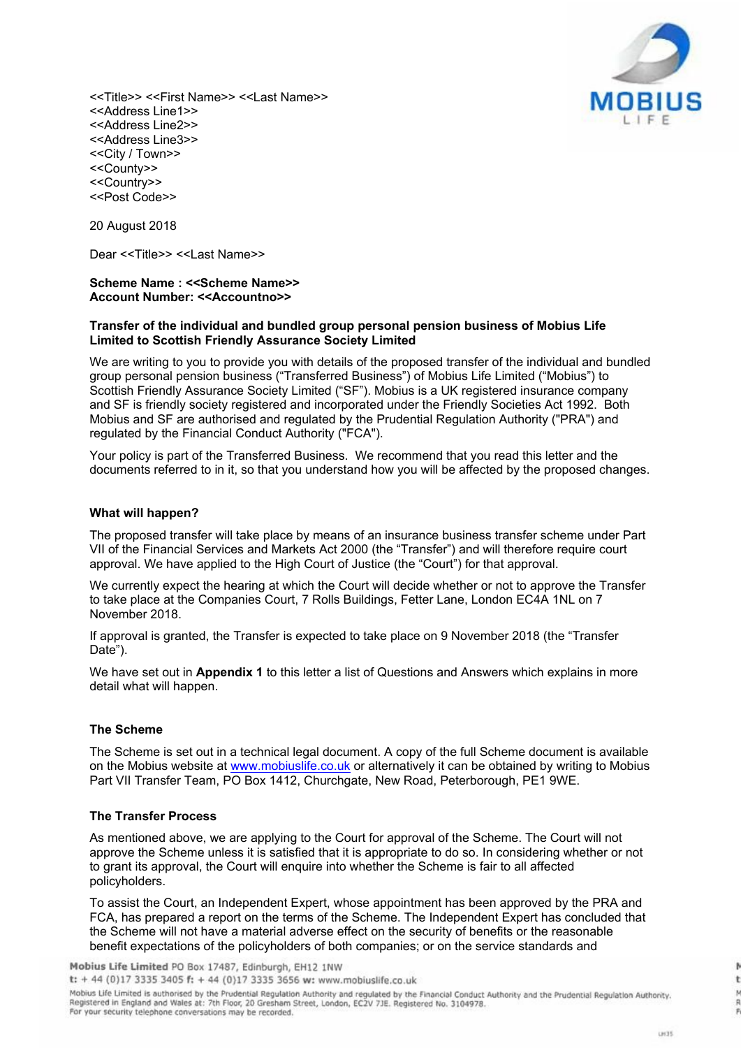<<Title>> <<First Name>> <<Last Name>>
<<Address Line1>>
<<Address Line2>>
<<Address Line3>>
<<City / Town>>
<<County>>
<<Country>>
<<Post Code>>

20 August 2018

Dear <<Title>> <<Last Name>>

**Scheme Name : <<Scheme Name>>**
**Account Number: <<Accountno>>**

**Transfer of the individual and bundled group personal pension business of Mobius Life Limited to Scottish Friendly Assurance Society Limited**

We are writing to you to provide you with details of the proposed transfer of the individual and bundled group personal pension business ("Transferred Business") of Mobius Life Limited ("Mobius") to Scottish Friendly Assurance Society Limited ("SF"). Mobius is a UK registered insurance company and SF is friendly society registered and incorporated under the Friendly Societies Act 1992. Both Mobius and SF are authorised and regulated by the Prudential Regulation Authority ("PRA") and regulated by the Financial Conduct Authority ("FCA").

Your policy is part of the Transferred Business. We recommend that you read this letter and the documents referred to in it, so that you understand how you will be affected by the proposed changes.

### What will happen?

The proposed transfer will take place by means of an insurance business transfer scheme under Part VII of the Financial Services and Markets Act 2000 (the "Transfer") and will therefore require court approval. We have applied to the High Court of Justice (the "Court") for that approval.

We currently expect the hearing at which the Court will decide whether or not to approve the Transfer to take place at the Companies Court, 7 Rolls Buildings, Fetter Lane, London EC4A 1NL on 7 November 2018.

If approval is granted, the Transfer is expected to take place on 9 November 2018 (the "Transfer Date").

We have set out in **Appendix 1** to this letter a list of Questions and Answers which explains in more detail what will happen.

### The Scheme

The Scheme is set out in a technical legal document. A copy of the full Scheme document is available on the Mobius website at www.mobiuslife.co.uk or alternatively it can be obtained by writing to Mobius Part VII Transfer Team, PO Box 1412, Churchgate, New Road, Peterborough, PE1 9WE.

### The Transfer Process

As mentioned above, we are applying to the Court for approval of the Scheme. The Court will not approve the Scheme unless it is satisfied that it is appropriate to do so. In considering whether or not to grant its approval, the Court will enquire into whether the Scheme is fair to all affected policyholders.

To assist the Court, an Independent Expert, whose appointment has been approved by the PRA and FCA, has prepared a report on the terms of the Scheme. The Independent Expert has concluded that the Scheme will not have a material adverse effect on the security of benefits or the reasonable benefit expectations of the policyholders of both companies; or on the service standards and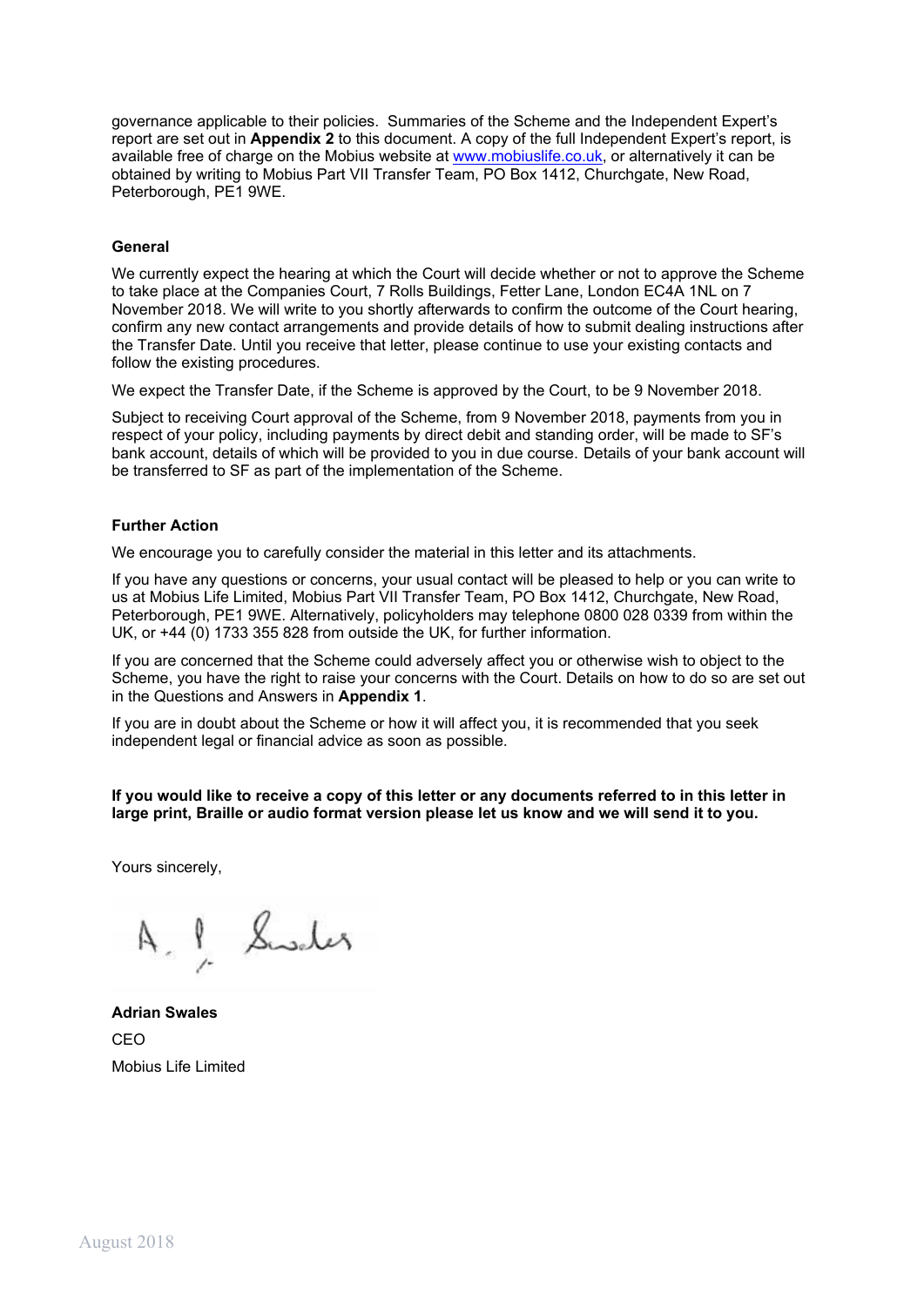governance applicable to their policies. Summaries of the Scheme and the Independent Expert's report are set out in **Appendix 2** to this document. A copy of the full Independent Expert's report, is available free of charge on the Mobius website at www.mobiuslife.co.uk, or alternatively it can be obtained by writing to Mobius Part VII Transfer Team, PO Box 1412, Churchgate, New Road, Peterborough, PE1 9WE.

**General**

We currently expect the hearing at which the Court will decide whether or not to approve the Scheme to take place at the Companies Court, 7 Rolls Buildings, Fetter Lane, London EC4A 1NL on 7 November 2018. We will write to you shortly afterwards to confirm the outcome of the Court hearing, confirm any new contact arrangements and provide details of how to submit dealing instructions after the Transfer Date. Until you receive that letter, please continue to use your existing contacts and follow the existing procedures.

We expect the Transfer Date, if the Scheme is approved by the Court, to be 9 November 2018.

Subject to receiving Court approval of the Scheme, from 9 November 2018, payments from you in respect of your policy, including payments by direct debit and standing order, will be made to SF's bank account, details of which will be provided to you in due course. Details of your bank account will be transferred to SF as part of the implementation of the Scheme.

**Further Action**

We encourage you to carefully consider the material in this letter and its attachments.

If you have any questions or concerns, your usual contact will be pleased to help or you can write to us at Mobius Life Limited, Mobius Part VII Transfer Team, PO Box 1412, Churchgate, New Road, Peterborough, PE1 9WE. Alternatively, policyholders may telephone 0800 028 0339 from within the UK, or +44 (0) 1733 355 828 from outside the UK, for further information.

If you are concerned that the Scheme could adversely affect you or otherwise wish to object to the Scheme, you have the right to raise your concerns with the Court. Details on how to do so are set out in the Questions and Answers in **Appendix 1**.

If you are in doubt about the Scheme or how it will affect you, it is recommended that you seek independent legal or financial advice as soon as possible.

**If you would like to receive a copy of this letter or any documents referred to in this letter in large print, Braille or audio format version please let us know and we will send it to you.**

Yours sincerely,

A. P. Swales

**Adrian Swales**

CEO

Mobius Life Limited

August 2018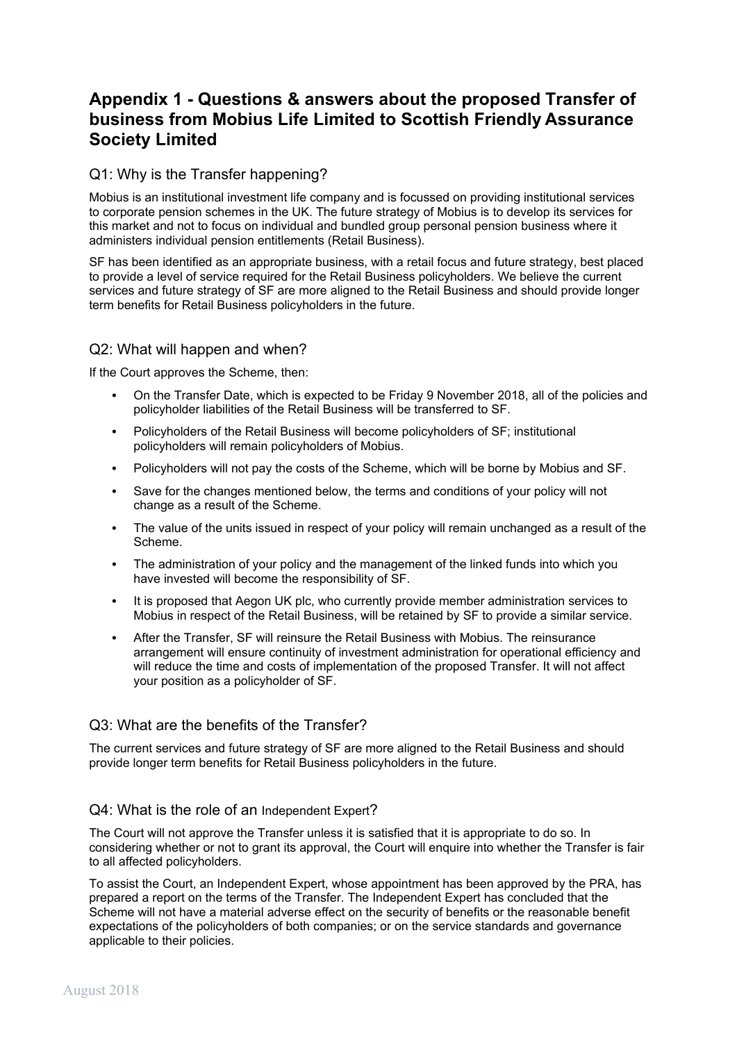## Appendix 1 - Questions & answers about the proposed Transfer of business from Mobius Life Limited to Scottish Friendly Assurance Society Limited

### Q1: Why is the Transfer happening?

Mobius is an institutional investment life company and is focussed on providing institutional services to corporate pension schemes in the UK. The future strategy of Mobius is to develop its services for this market and not to focus on individual and bundled group personal pension business where it administers individual pension entitlements (Retail Business).

SF has been identified as an appropriate business, with a retail focus and future strategy, best placed to provide a level of service required for the Retail Business policyholders. We believe the current services and future strategy of SF are more aligned to the Retail Business and should provide longer term benefits for Retail Business policyholders in the future.

### Q2: What will happen and when?

If the Court approves the Scheme, then:

- On the Transfer Date, which is expected to be Friday 9 November 2018, all of the policies and policyholder liabilities of the Retail Business will be transferred to SF.
- Policyholders of the Retail Business will become policyholders of SF; institutional policyholders will remain policyholders of Mobius.
- Policyholders will not pay the costs of the Scheme, which will be borne by Mobius and SF.
- Save for the changes mentioned below, the terms and conditions of your policy will not change as a result of the Scheme.
- The value of the units issued in respect of your policy will remain unchanged as a result of the Scheme.
- The administration of your policy and the management of the linked funds into which you have invested will become the responsibility of SF.
- It is proposed that Aegon UK plc, who currently provide member administration services to Mobius in respect of the Retail Business, will be retained by SF to provide a similar service.
- After the Transfer, SF will reinsure the Retail Business with Mobius. The reinsurance arrangement will ensure continuity of investment administration for operational efficiency and will reduce the time and costs of implementation of the proposed Transfer. It will not affect your position as a policyholder of SF.

### Q3: What are the benefits of the Transfer?

The current services and future strategy of SF are more aligned to the Retail Business and should provide longer term benefits for Retail Business policyholders in the future.

### Q4: What is the role of an Independent Expert?

The Court will not approve the Transfer unless it is satisfied that it is appropriate to do so. In considering whether or not to grant its approval, the Court will enquire into whether the Transfer is fair to all affected policyholders.

To assist the Court, an Independent Expert, whose appointment has been approved by the PRA, has prepared a report on the terms of the Transfer. The Independent Expert has concluded that the Scheme will not have a material adverse effect on the security of benefits or the reasonable benefit expectations of the policyholders of both companies; or on the service standards and governance applicable to their policies.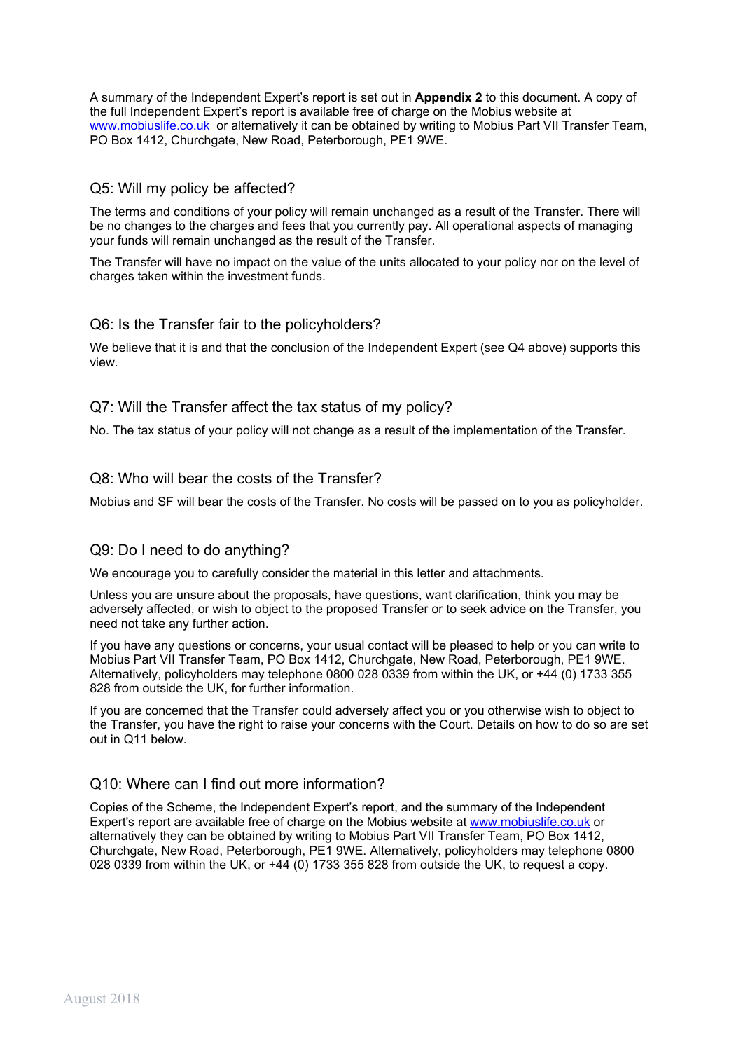A summary of the Independent Expert's report is set out in **Appendix 2** to this document. A copy of the full Independent Expert's report is available free of charge on the Mobius website at www.mobiuslife.co.uk or alternatively it can be obtained by writing to Mobius Part VII Transfer Team, PO Box 1412, Churchgate, New Road, Peterborough, PE1 9WE.

## Q5: Will my policy be affected?

The terms and conditions of your policy will remain unchanged as a result of the Transfer. There will be no changes to the charges and fees that you currently pay. All operational aspects of managing your funds will remain unchanged as the result of the Transfer.

The Transfer will have no impact on the value of the units allocated to your policy nor on the level of charges taken within the investment funds.

## Q6: Is the Transfer fair to the policyholders?

We believe that it is and that the conclusion of the Independent Expert (see Q4 above) supports this view.

## Q7: Will the Transfer affect the tax status of my policy?

No. The tax status of your policy will not change as a result of the implementation of the Transfer.

## Q8: Who will bear the costs of the Transfer?

Mobius and SF will bear the costs of the Transfer. No costs will be passed on to you as policyholder.

## Q9: Do I need to do anything?

We encourage you to carefully consider the material in this letter and attachments.

Unless you are unsure about the proposals, have questions, want clarification, think you may be adversely affected, or wish to object to the proposed Transfer or to seek advice on the Transfer, you need not take any further action.

If you have any questions or concerns, your usual contact will be pleased to help or you can write to Mobius Part VII Transfer Team, PO Box 1412, Churchgate, New Road, Peterborough, PE1 9WE. Alternatively, policyholders may telephone 0800 028 0339 from within the UK, or +44 (0) 1733 355 828 from outside the UK, for further information.

If you are concerned that the Transfer could adversely affect you or you otherwise wish to object to the Transfer, you have the right to raise your concerns with the Court. Details on how to do so are set out in Q11 below.

## Q10: Where can I find out more information?

Copies of the Scheme, the Independent Expert's report, and the summary of the Independent Expert's report are available free of charge on the Mobius website at www.mobiuslife.co.uk or alternatively they can be obtained by writing to Mobius Part VII Transfer Team, PO Box 1412, Churchgate, New Road, Peterborough, PE1 9WE. Alternatively, policyholders may telephone 0800 028 0339 from within the UK, or +44 (0) 1733 355 828 from outside the UK, to request a copy.

August 2018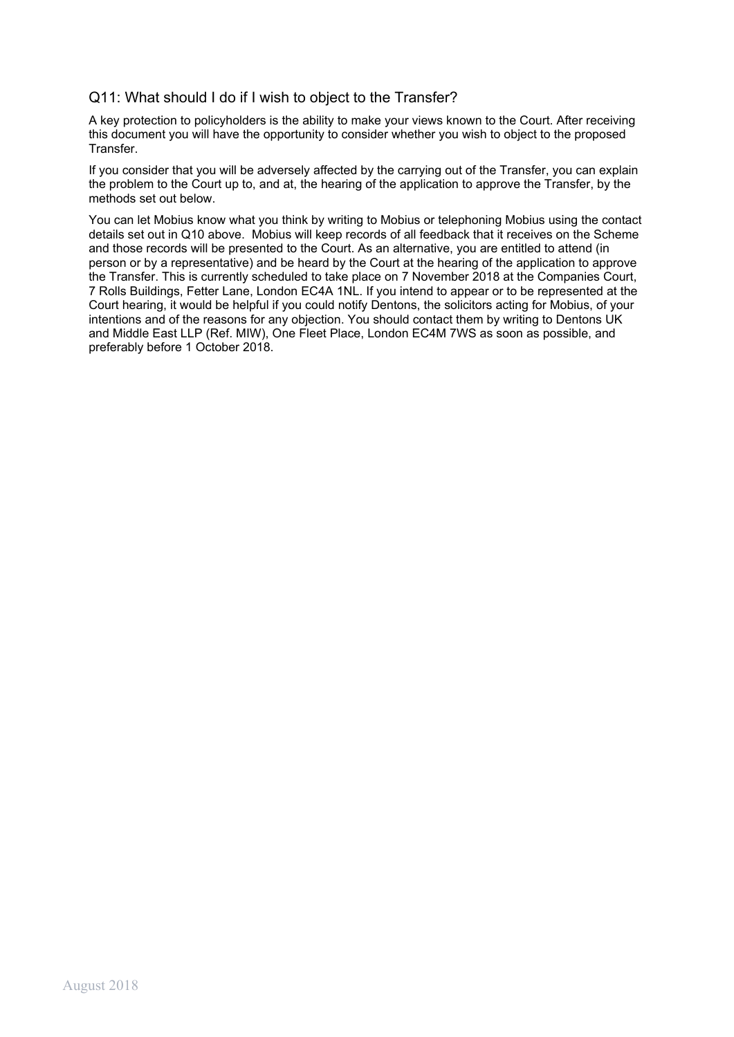## Q11: What should I do if I wish to object to the Transfer?

A key protection to policyholders is the ability to make your views known to the Court. After receiving this document you will have the opportunity to consider whether you wish to object to the proposed Transfer.

If you consider that you will be adversely affected by the carrying out of the Transfer, you can explain the problem to the Court up to, and at, the hearing of the application to approve the Transfer, by the methods set out below.

You can let Mobius know what you think by writing to Mobius or telephoning Mobius using the contact details set out in Q10 above. Mobius will keep records of all feedback that it receives on the Scheme and those records will be presented to the Court. As an alternative, you are entitled to attend (in person or by a representative) and be heard by the Court at the hearing of the application to approve the Transfer. This is currently scheduled to take place on 7 November 2018 at the Companies Court, 7 Rolls Buildings, Fetter Lane, London EC4A 1NL. If you intend to appear or to be represented at the Court hearing, it would be helpful if you could notify Dentons, the solicitors acting for Mobius, of your intentions and of the reasons for any objection. You should contact them by writing to Dentons UK and Middle East LLP (Ref. MIW), One Fleet Place, London EC4M 7WS as soon as possible, and preferably before 1 October 2018.